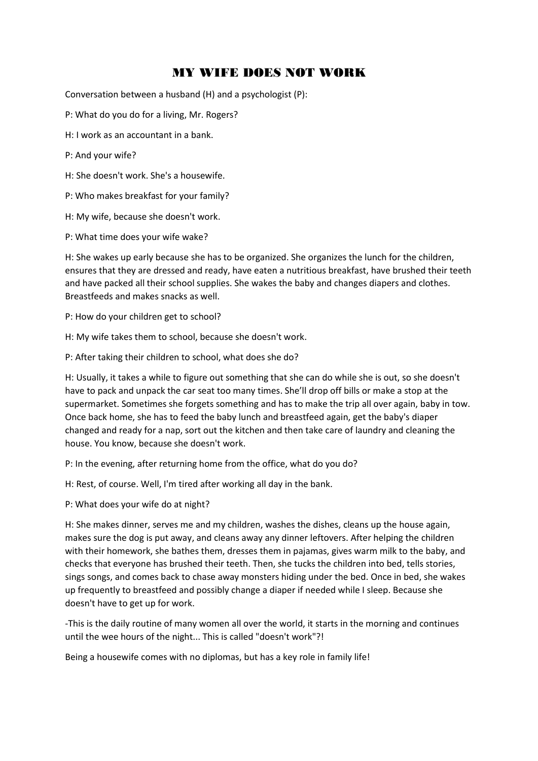# MY WIFE DOES NOT WORK

Conversation between a husband (H) and a psychologist (P):

P: What do you do for a living, Mr. Rogers?

H: I work as an accountant in a bank.

P: And your wife?

H: She doesn't work. She's a housewife.

P: Who makes breakfast for your family?

H: My wife, because she doesn't work.

P: What time does your wife wake?

H: She wakes up early because she has to be organized. She organizes the lunch for the children, ensures that they are dressed and ready, have eaten a nutritious breakfast, have brushed their teeth and have packed all their school supplies. She wakes the baby and changes diapers and clothes. Breastfeeds and makes snacks as well.

P: How do your children get to school?

H: My wife takes them to school, because she doesn't work.

P: After taking their children to school, what does she do?

H: Usually, it takes a while to figure out something that she can do while she is out, so she doesn't have to pack and unpack the car seat too many times. She'll drop off bills or make a stop at the supermarket. Sometimes she forgets something and has to make the trip all over again, baby in tow. Once back home, she has to feed the baby lunch and breastfeed again, get the baby's diaper changed and ready for a nap, sort out the kitchen and then take care of laundry and cleaning the house. You know, because she doesn't work.

P: In the evening, after returning home from the office, what do you do?

H: Rest, of course. Well, I'm tired after working all day in the bank.

P: What does your wife do at night?

H: She makes dinner, serves me and my children, washes the dishes, cleans up the house again, makes sure the dog is put away, and cleans away any dinner leftovers. After helping the children with their homework, she bathes them, dresses them in pajamas, gives warm milk to the baby, and checks that everyone has brushed their teeth. Then, she tucks the children into bed, tells stories, sings songs, and comes back to chase away monsters hiding under the bed. Once in bed, she wakes up frequently to breastfeed and possibly change a diaper if needed while I sleep. Because she doesn't have to get up for work.

-This is the daily routine of many women all over the world, it starts in the morning and continues until the wee hours of the night... This is called "doesn't work"?!

Being a housewife comes with no diplomas, but has a key role in family life!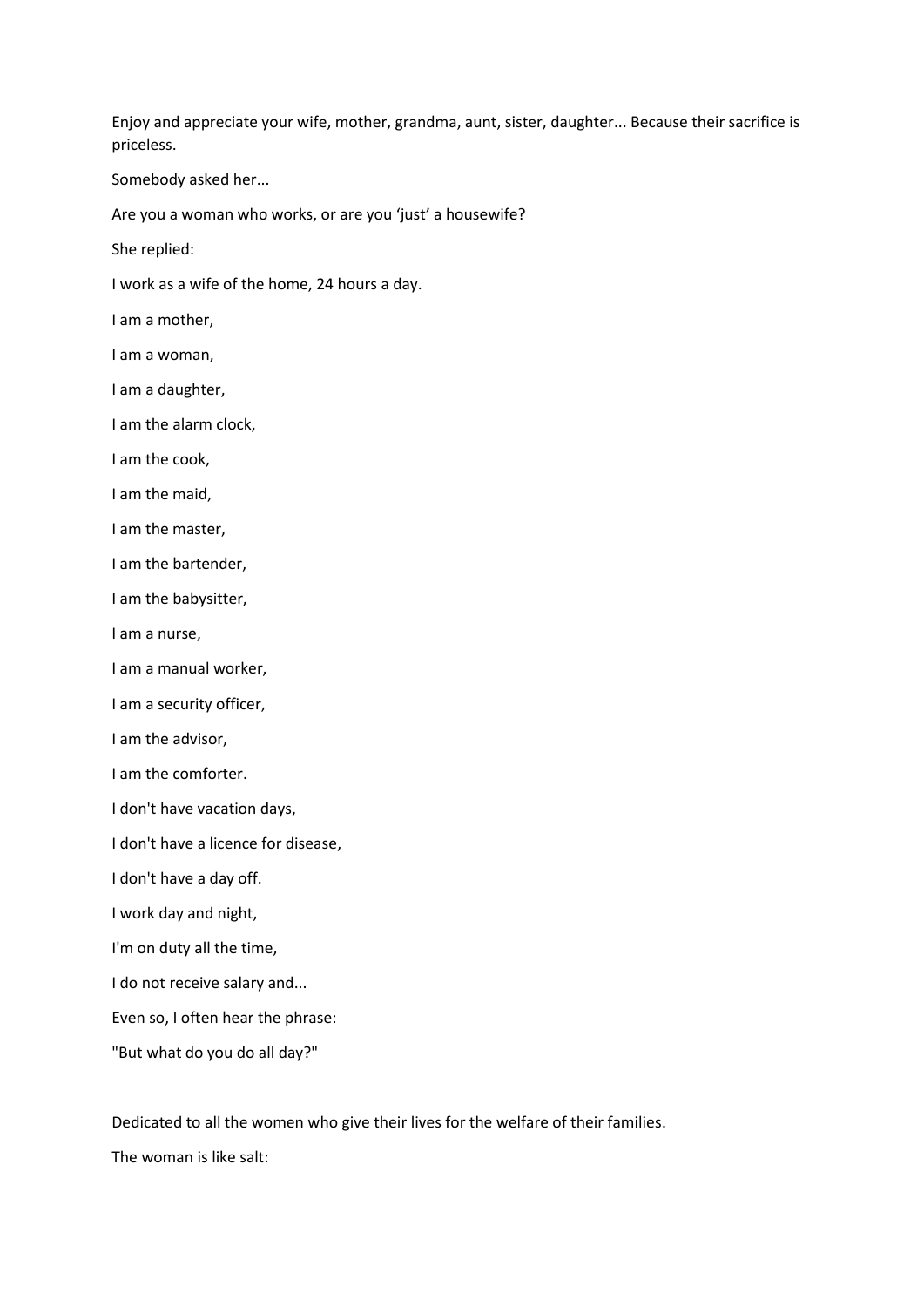Enjoy and appreciate your wife, mother, grandma, aunt, sister, daughter... Because their sacrifice is priceless.

Somebody asked her...

Are you a woman who works, or are you 'just' a housewife?

She replied:

I work as a wife of the home, 24 hours a day.

I am a mother,

I am a woman,

I am a daughter,

I am the alarm clock,

I am the cook,

I am the maid,

I am the master,

I am the bartender,

I am the babysitter,

I am a nurse,

I am a manual worker,

I am a security officer,

I am the advisor,

I am the comforter.

I don't have vacation days,

I don't have a licence for disease,

I don't have a day off.

I work day and night,

I'm on duty all the time,

I do not receive salary and...

Even so, I often hear the phrase:

"But what do you do all day?"

Dedicated to all the women who give their lives for the welfare of their families.

The woman is like salt: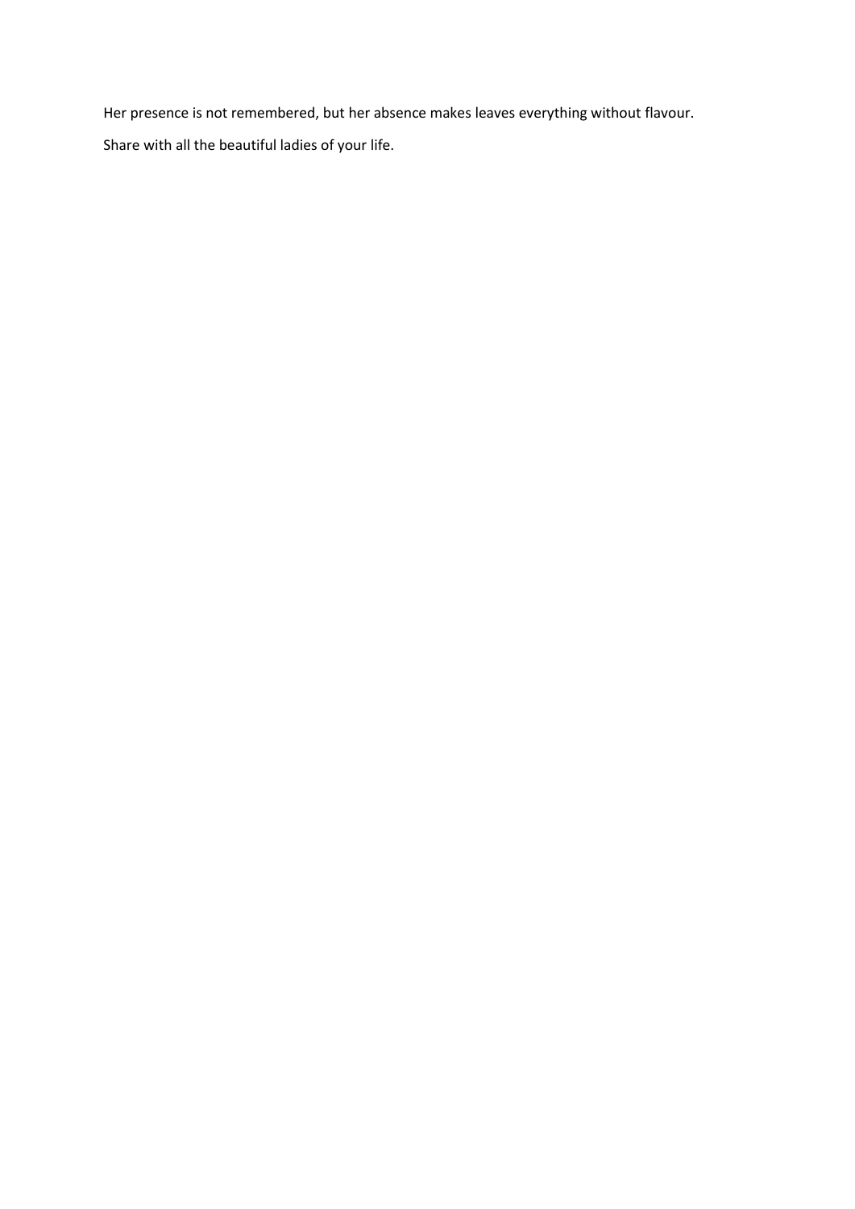Her presence is not remembered, but her absence makes leaves everything without flavour.

Share with all the beautiful ladies of your life.